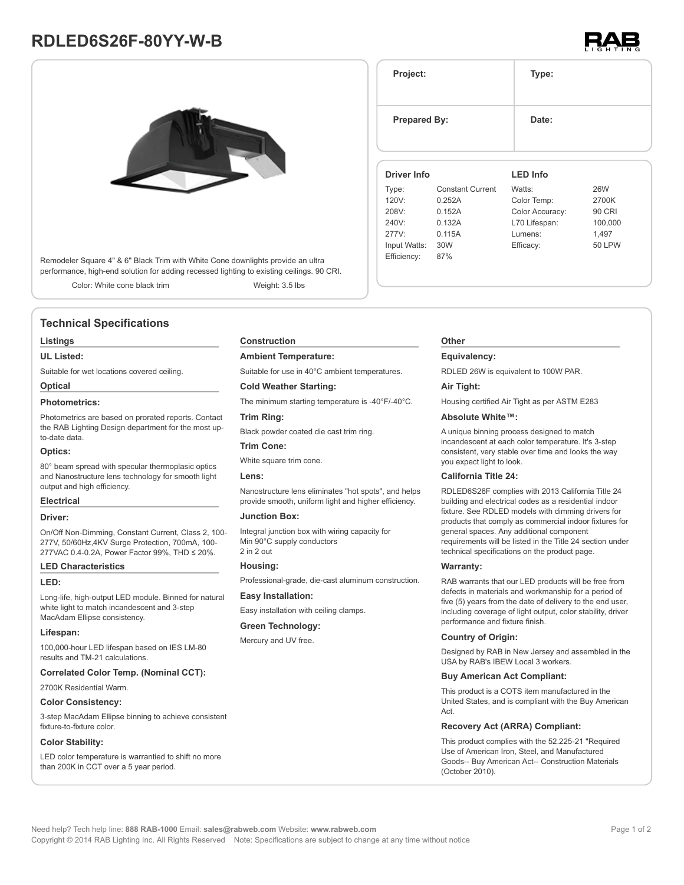# RDLED6S26F-80YY-W-B

| Project: | Type: |
| --- | --- |
| Prepared By: | Date: |

Remodeler Square 4" & 6" Black Trim with White Cone downlights provide an ultra performance, high-end solution for adding recessed lighting to existing ceilings. 90 CRI.

Color: White cone black trim

Weight: 3.5 lbs

### Driver Info

| | |
| --- | --- |
| Type: | Constant Current |
| 120V: | 0.252A |
| 208V: | 0.152A |
| 240V: | 0.132A |
| 277V: | 0.115A |
| Input Watts: | 30W |
| Efficiency: | 87% |

### LED Info

| | |
| --- | --- |
| Watts: | 26W |
| Color Temp: | 2700K |
| Color Accuracy: | 90 CRI |
| L70 Lifespan: | 100,000 |
| Lumens: | 1,497 |
| Efficacy: | 50 LPW |

## Technical Specifications

### Listings

**UL Listed:**

Suitable for wet locations covered ceiling.

### Optical

**Photometrics:**

Photometrics are based on prorated reports. Contact the RAB Lighting Design department for the most up-to-date data.

**Optics:**

80° beam spread with specular thermoplasic optics and Nanostructure lens technology for smooth light output and high efficiency.

### Electrical

**Driver:**

On/Off Non-Dimming, Constant Current, Class 2, 100-277V, 50/60Hz,4KV Surge Protection, 700mA, 100-277VAC 0.4-0.2A, Power Factor 99%, THD ≤ 20%.

### LED Characteristics

**LED:**

Long-life, high-output LED module. Binned for natural white light to match incandescent and 3-step MacAdam Ellipse consistency.

**Lifespan:**

100,000-hour LED lifespan based on IES LM-80 results and TM-21 calculations.

**Correlated Color Temp. (Nominal CCT):**

2700K Residential Warm.

**Color Consistency:**

3-step MacAdam Ellipse binning to achieve consistent fixture-to-fixture color.

**Color Stability:**

LED color temperature is warrantied to shift no more than 200K in CCT over a 5 year period.

### Construction

**Ambient Temperature:**

Suitable for use in 40°C ambient temperatures.

**Cold Weather Starting:**

The minimum starting temperature is -40°F/-40°C.

**Trim Ring:**

Black powder coated die cast trim ring.

**Trim Cone:**

White square trim cone.

**Lens:**

Nanostructure lens eliminates "hot spots", and helps provide smooth, uniform light and higher efficiency.

**Junction Box:**

Integral junction box with wiring capacity for Min 90°C supply conductors
2 in 2 out

**Housing:**

Professional-grade, die-cast aluminum construction.

**Easy Installation:**

Easy installation with ceiling clamps.

**Green Technology:**

Mercury and UV free.

### Other

**Equivalency:**

RDLED 26W is equivalent to 100W PAR.

**Air Tight:**

Housing certified Air Tight as per ASTM E283

**Absolute White™:**

A unique binning process designed to match incandescent at each color temperature. It's 3-step consistent, very stable over time and looks the way you expect light to look.

**California Title 24:**

RDLED6S26F complies with 2013 California Title 24 building and electrical codes as a residential indoor fixture. See RDLED models with dimming drivers for products that comply as commercial indoor fixtures for general spaces. Any additional component requirements will be listed in the Title 24 section under technical specifications on the product page.

**Warranty:**

RAB warrants that our LED products will be free from defects in materials and workmanship for a period of five (5) years from the date of delivery to the end user, including coverage of light output, color stability, driver performance and fixture finish.

**Country of Origin:**

Designed by RAB in New Jersey and assembled in the USA by RAB's IBEW Local 3 workers.

**Buy American Act Compliant:**

This product is a COTS item manufactured in the United States, and is compliant with the Buy American Act.

**Recovery Act (ARRA) Compliant:**

This product complies with the 52.225-21 "Required Use of American Iron, Steel, and Manufactured Goods-- Buy American Act-- Construction Materials (October 2010).

Need help? Tech help line: **888 RAB-1000** Email: **sales@rabweb.com** Website: **www.rabweb.com**
Copyright © 2014 RAB Lighting Inc. All Rights Reserved Note: Specifications are subject to change at any time without notice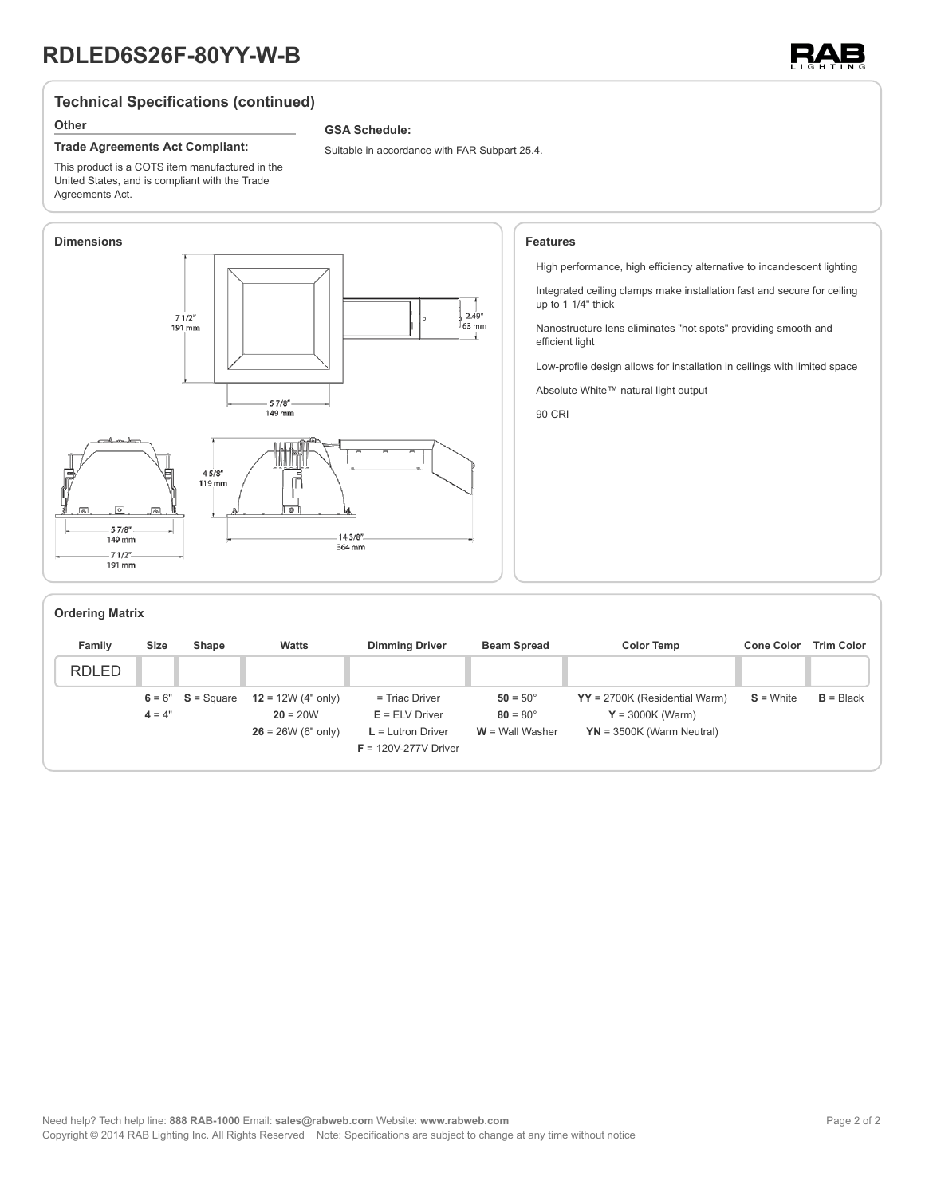# RDLED6S26F-80YY-W-B

## Technical Specifications (continued)

### Other

**Trade Agreements Act Compliant:**

This product is a COTS item manufactured in the United States, and is compliant with the Trade Agreements Act.

**GSA Schedule:**

Suitable in accordance with FAR Subpart 25.4.

## Dimensions

7 1/2"
191 mm

2.49"
63 mm

5 7/8"
149 mm

4 5/8"
119 mm

5 7/8"
149 mm

7 1/2"
191 mm

14 3/8"
364 mm

## Features

High performance, high efficiency alternative to incandescent lighting

Integrated ceiling clamps make installation fast and secure for ceiling up to 1 1/4" thick

Nanostructure lens eliminates "hot spots" providing smooth and efficient light

Low-profile design allows for installation in ceilings with limited space

Absolute White™ natural light output

90 CRI

## Ordering Matrix

| Family | Size | Shape | Watts | Dimming Driver | Beam Spread | Color Temp | Cone Color | Trim Color |
|---|---|---|---|---|---|---|---|---|
| RDLED | | | | | | | | |
| | **6** = 6" | **S** = Square | **12** = 12W (4" only) | = Triac Driver | **50** = 50° | **YY** = 2700K (Residential Warm) | **S** = White | **B** = Black |
| | **4** = 4" | | **20** = 20W | **E** = ELV Driver | **80** = 80° | **Y** = 3000K (Warm) | | |
| | | | **26** = 26W (6" only) | **L** = Lutron Driver | **W** = Wall Washer | **YN** = 3500K (Warm Neutral) | | |
| | | | | **F** = 120V-277V Driver | | | | |

Need help? Tech help line: **888 RAB-1000** Email: **sales@rabweb.com** Website: **www.rabweb.com**

Copyright © 2014 RAB Lighting Inc. All Rights Reserved Note: Specifications are subject to change at any time without notice